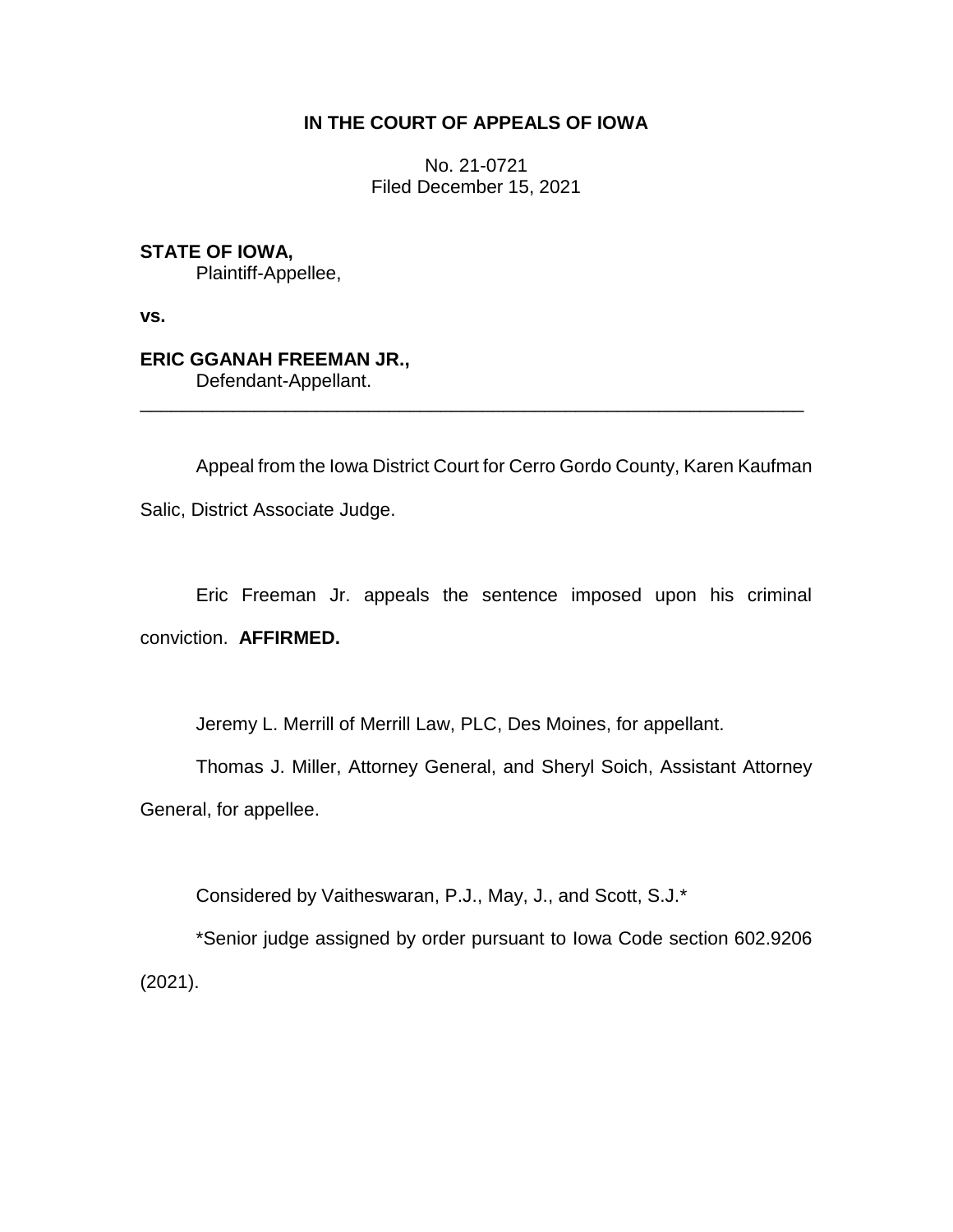**IN THE COURT OF APPEALS OF IOWA**

No. 21-0721
Filed December 15, 2021

**STATE OF IOWA,**
Plaintiff-Appellee,

**vs.**

**ERIC GGANAH FREEMAN JR.,**
Defendant-Appellant.

---

Appeal from the Iowa District Court for Cerro Gordo County, Karen Kaufman Salic, District Associate Judge.

Eric Freeman Jr. appeals the sentence imposed upon his criminal conviction. **AFFIRMED.**

Jeremy L. Merrill of Merrill Law, PLC, Des Moines, for appellant.

Thomas J. Miller, Attorney General, and Sheryl Soich, Assistant Attorney General, for appellee.

Considered by Vaitheswaran, P.J., May, J., and Scott, S.J.*

*Senior judge assigned by order pursuant to Iowa Code section 602.9206 (2021).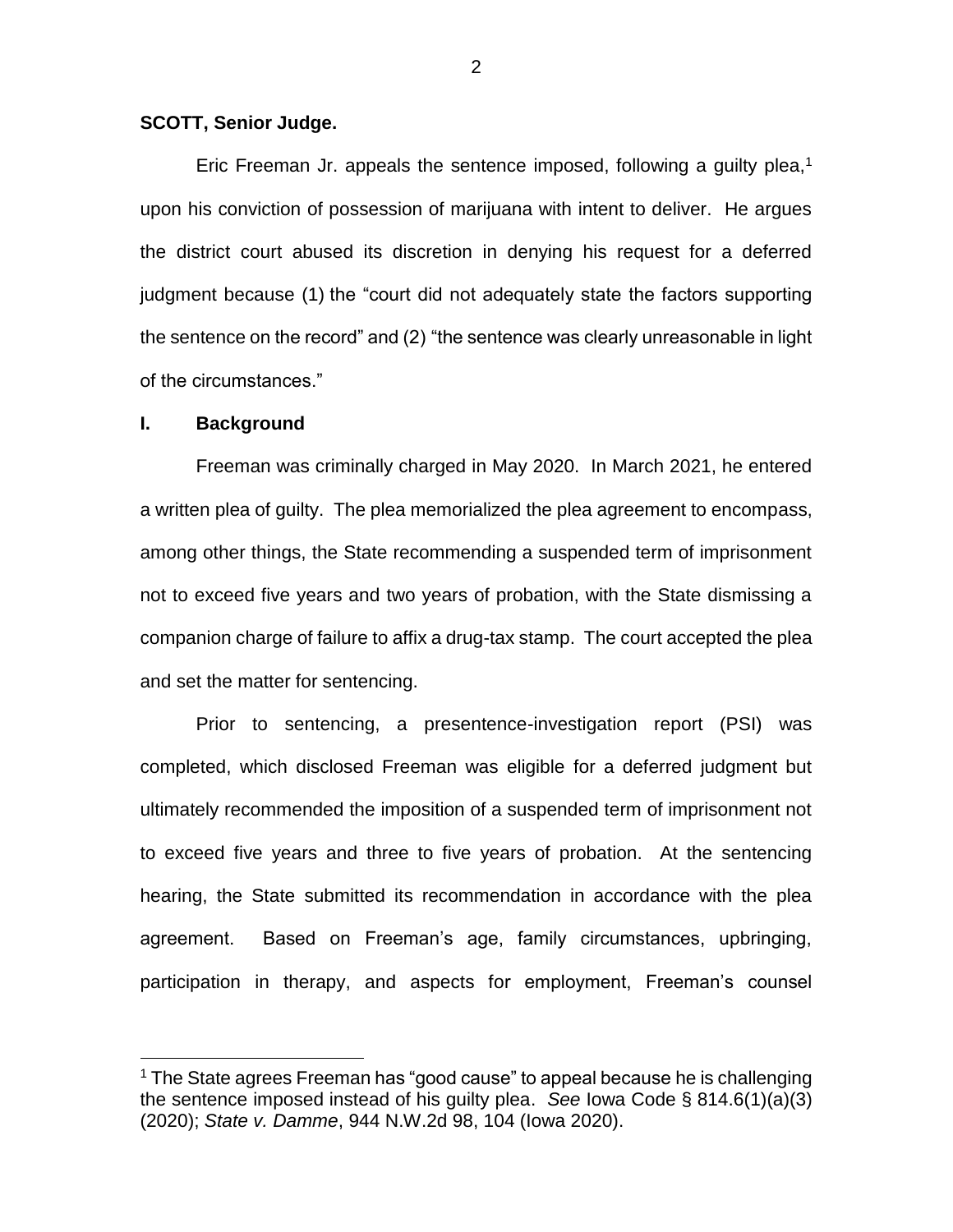**SCOTT, Senior Judge.**

Eric Freeman Jr. appeals the sentence imposed, following a guilty plea,[1] upon his conviction of possession of marijuana with intent to deliver. He argues the district court abused its discretion in denying his request for a deferred judgment because (1) the "court did not adequately state the factors supporting the sentence on the record" and (2) "the sentence was clearly unreasonable in light of the circumstances."

## I. Background

Freeman was criminally charged in May 2020. In March 2021, he entered a written plea of guilty. The plea memorialized the plea agreement to encompass, among other things, the State recommending a suspended term of imprisonment not to exceed five years and two years of probation, with the State dismissing a companion charge of failure to affix a drug-tax stamp. The court accepted the plea and set the matter for sentencing.

Prior to sentencing, a presentence-investigation report (PSI) was completed, which disclosed Freeman was eligible for a deferred judgment but ultimately recommended the imposition of a suspended term of imprisonment not to exceed five years and three to five years of probation. At the sentencing hearing, the State submitted its recommendation in accordance with the plea agreement. Based on Freeman's age, family circumstances, upbringing, participation in therapy, and aspects for employment, Freeman's counsel

---

[1] The State agrees Freeman has "good cause" to appeal because he is challenging the sentence imposed instead of his guilty plea. *See* Iowa Code § 814.6(1)(a)(3) (2020); *State v. Damme*, 944 N.W.2d 98, 104 (Iowa 2020).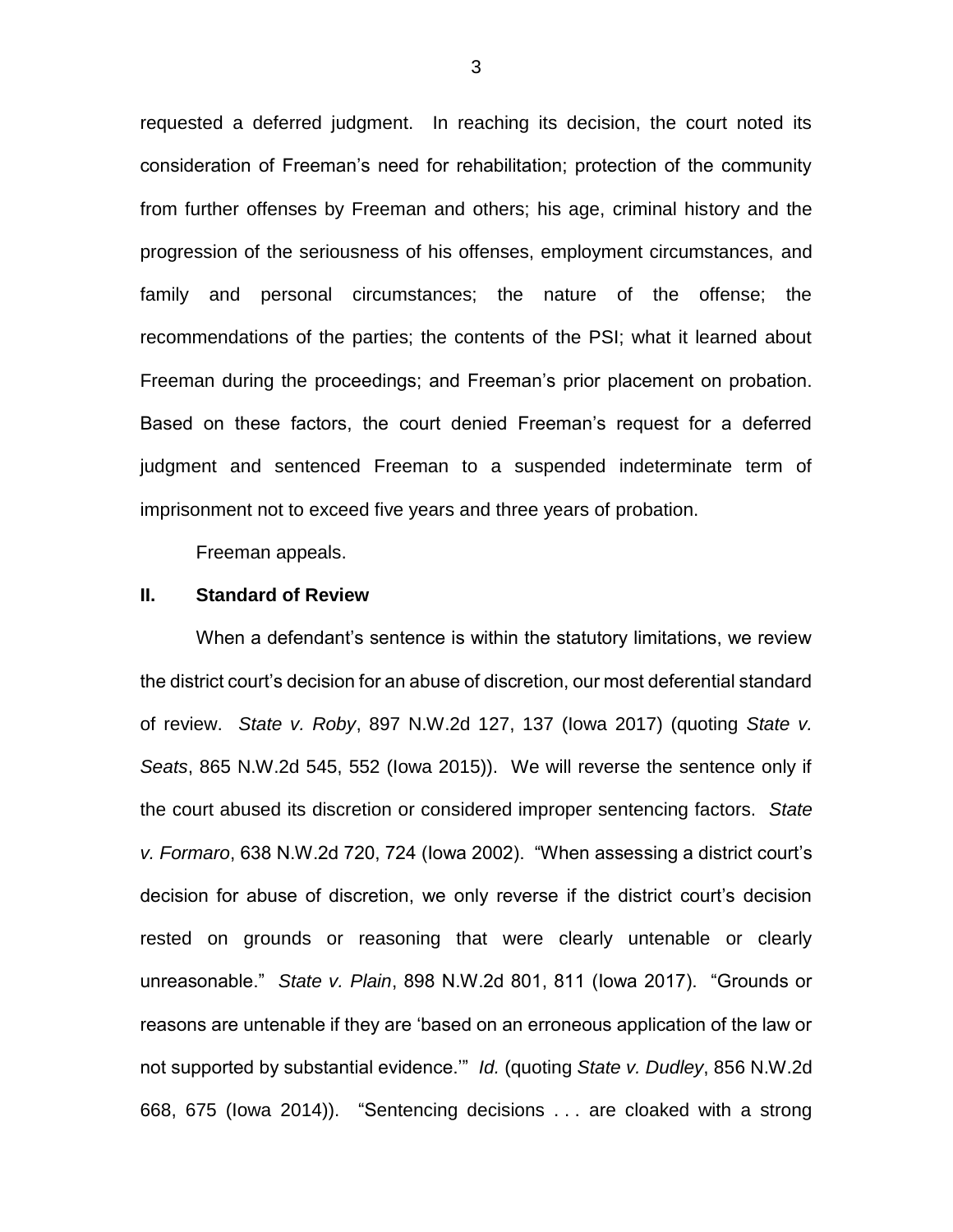requested a deferred judgment. In reaching its decision, the court noted its consideration of Freeman's need for rehabilitation; protection of the community from further offenses by Freeman and others; his age, criminal history and the progression of the seriousness of his offenses, employment circumstances, and family and personal circumstances; the nature of the offense; the recommendations of the parties; the contents of the PSI; what it learned about Freeman during the proceedings; and Freeman's prior placement on probation. Based on these factors, the court denied Freeman's request for a deferred judgment and sentenced Freeman to a suspended indeterminate term of imprisonment not to exceed five years and three years of probation.

Freeman appeals.

## II. Standard of Review

When a defendant's sentence is within the statutory limitations, we review the district court's decision for an abuse of discretion, our most deferential standard of review. *State v. Roby*, 897 N.W.2d 127, 137 (Iowa 2017) (quoting *State v. Seats*, 865 N.W.2d 545, 552 (Iowa 2015)). We will reverse the sentence only if the court abused its discretion or considered improper sentencing factors. *State v. Formaro*, 638 N.W.2d 720, 724 (Iowa 2002). "When assessing a district court's decision for abuse of discretion, we only reverse if the district court's decision rested on grounds or reasoning that were clearly untenable or clearly unreasonable." *State v. Plain*, 898 N.W.2d 801, 811 (Iowa 2017). "Grounds or reasons are untenable if they are 'based on an erroneous application of the law or not supported by substantial evidence.'" *Id.* (quoting *State v. Dudley*, 856 N.W.2d 668, 675 (Iowa 2014)). "Sentencing decisions . . . are cloaked with a strong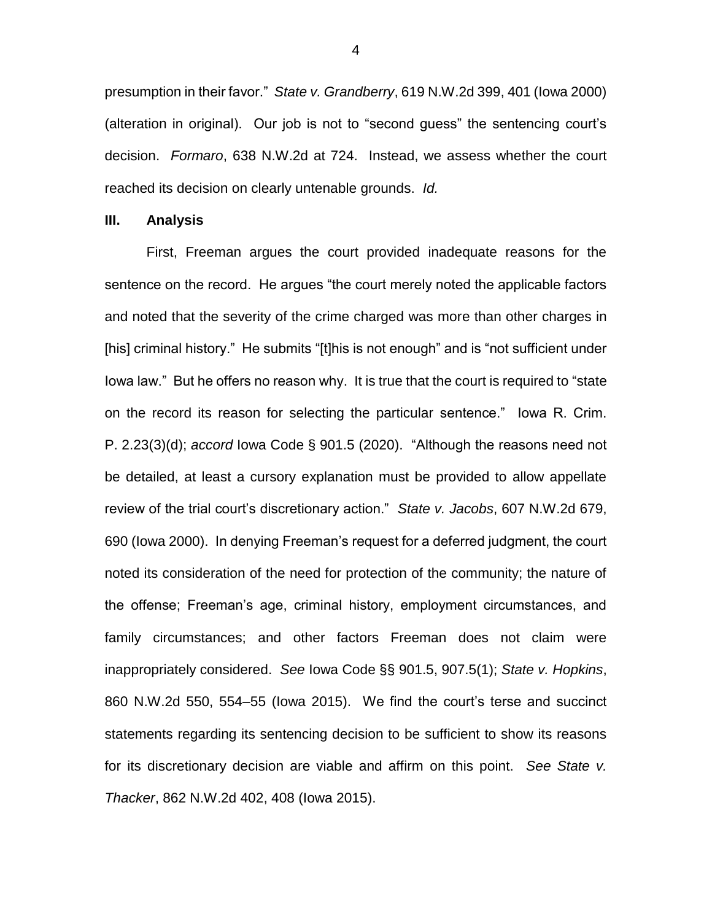presumption in their favor." *State v. Grandberry*, 619 N.W.2d 399, 401 (Iowa 2000) (alteration in original). Our job is not to "second guess" the sentencing court's decision. *Formaro*, 638 N.W.2d at 724. Instead, we assess whether the court reached its decision on clearly untenable grounds. *Id.*

## III. Analysis

First, Freeman argues the court provided inadequate reasons for the sentence on the record. He argues "the court merely noted the applicable factors and noted that the severity of the crime charged was more than other charges in [his] criminal history." He submits "[t]his is not enough" and is "not sufficient under Iowa law." But he offers no reason why. It is true that the court is required to "state on the record its reason for selecting the particular sentence." Iowa R. Crim. P. 2.23(3)(d); *accord* Iowa Code § 901.5 (2020). "Although the reasons need not be detailed, at least a cursory explanation must be provided to allow appellate review of the trial court's discretionary action." *State v. Jacobs*, 607 N.W.2d 679, 690 (Iowa 2000). In denying Freeman's request for a deferred judgment, the court noted its consideration of the need for protection of the community; the nature of the offense; Freeman's age, criminal history, employment circumstances, and family circumstances; and other factors Freeman does not claim were inappropriately considered. *See* Iowa Code §§ 901.5, 907.5(1); *State v. Hopkins*, 860 N.W.2d 550, 554–55 (Iowa 2015). We find the court's terse and succinct statements regarding its sentencing decision to be sufficient to show its reasons for its discretionary decision are viable and affirm on this point. *See State v. Thacker*, 862 N.W.2d 402, 408 (Iowa 2015).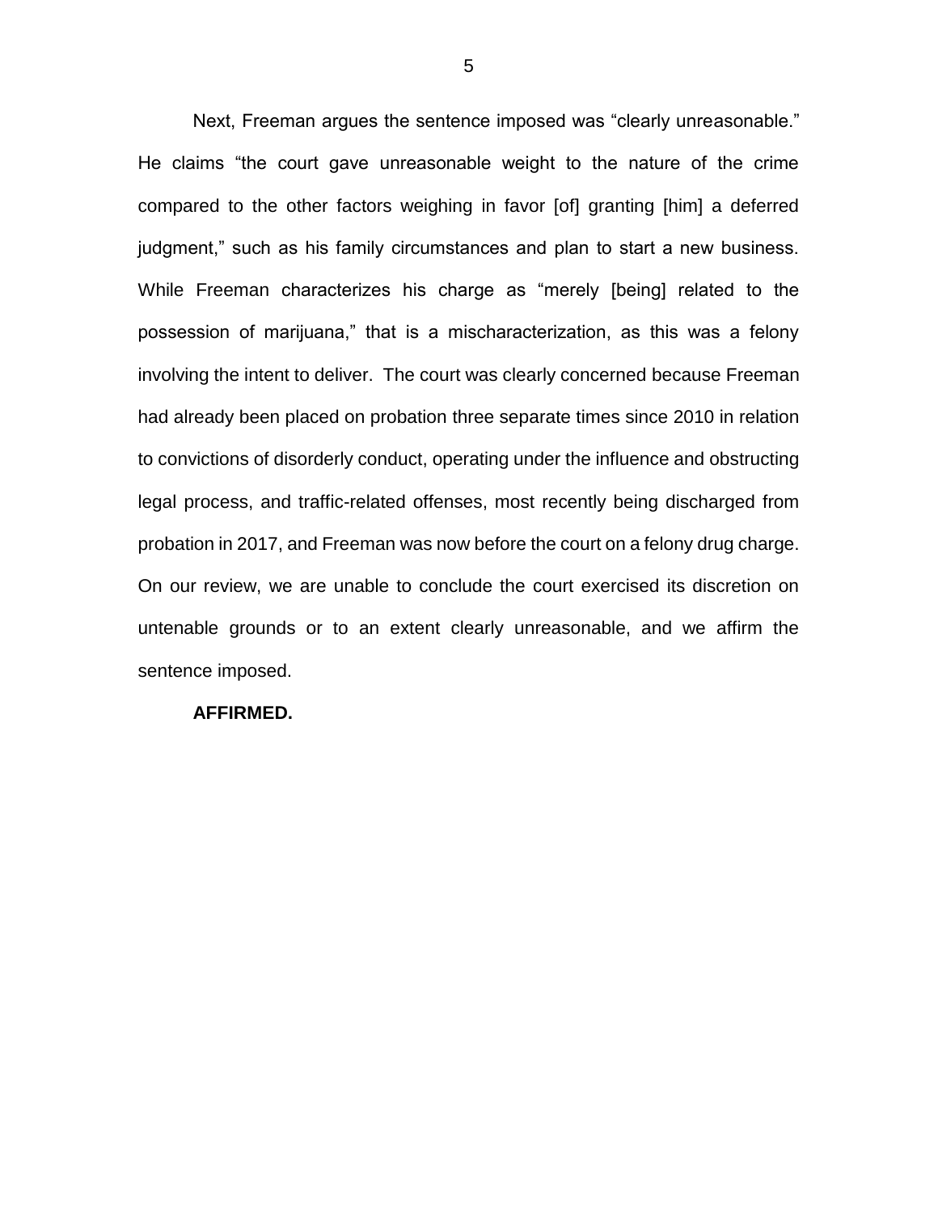Next, Freeman argues the sentence imposed was "clearly unreasonable." He claims "the court gave unreasonable weight to the nature of the crime compared to the other factors weighing in favor [of] granting [him] a deferred judgment," such as his family circumstances and plan to start a new business. While Freeman characterizes his charge as "merely [being] related to the possession of marijuana," that is a mischaracterization, as this was a felony involving the intent to deliver. The court was clearly concerned because Freeman had already been placed on probation three separate times since 2010 in relation to convictions of disorderly conduct, operating under the influence and obstructing legal process, and traffic-related offenses, most recently being discharged from probation in 2017, and Freeman was now before the court on a felony drug charge. On our review, we are unable to conclude the court exercised its discretion on untenable grounds or to an extent clearly unreasonable, and we affirm the sentence imposed.

**AFFIRMED.**